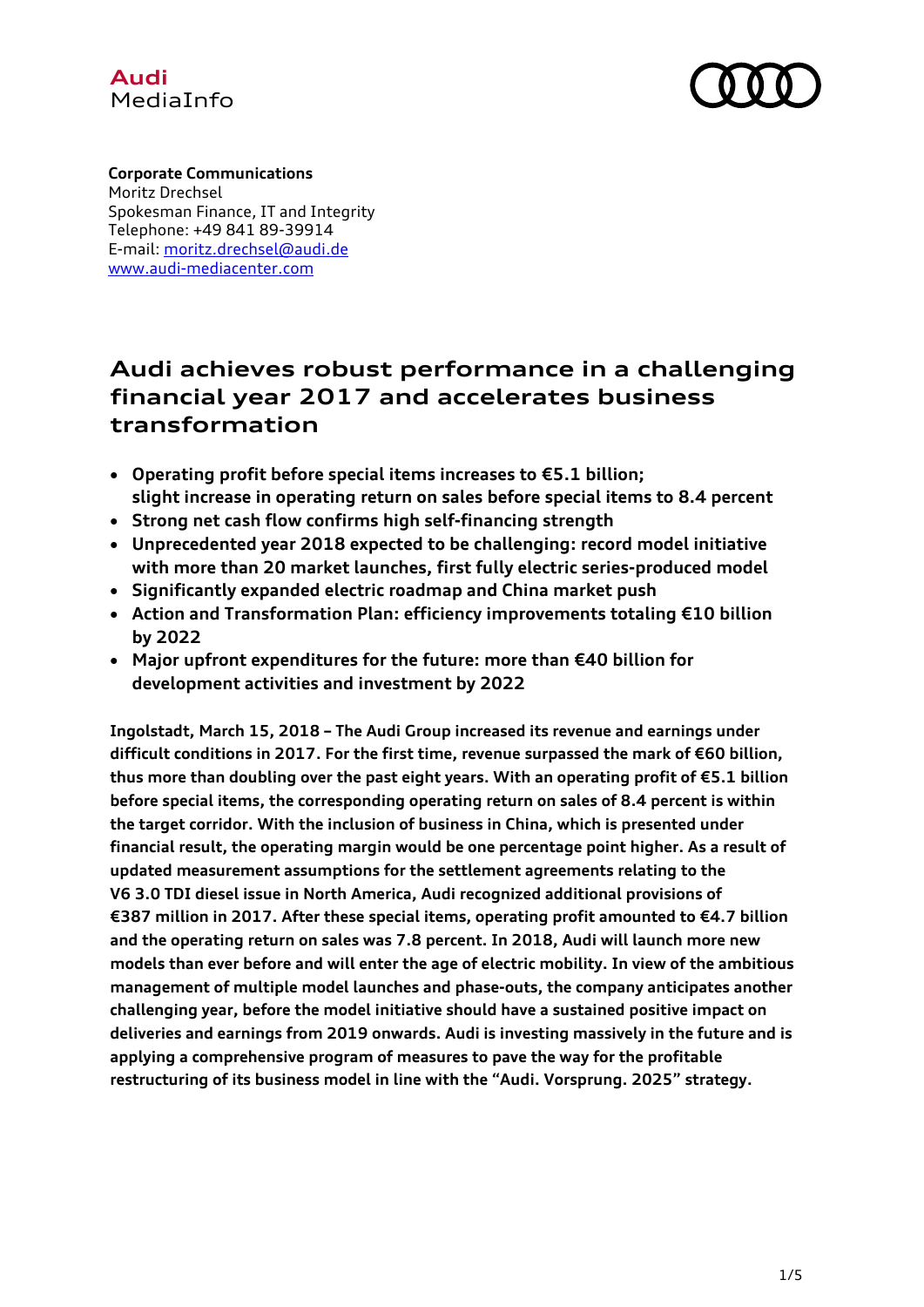Audi
MediaInfo

**Corporate Communications**
Moritz Drechsel
Spokesman Finance, IT and Integrity
Telephone: +49 841 89-39914
E-mail: moritz.drechsel@audi.de
www.audi-mediacenter.com

# Audi achieves robust performance in a challenging financial year 2017 and accelerates business transformation

- **Operating profit before special items increases to €5.1 billion; slight increase in operating return on sales before special items to 8.4 percent**
- **Strong net cash flow confirms high self-financing strength**
- **Unprecedented year 2018 expected to be challenging: record model initiative with more than 20 market launches, first fully electric series-produced model**
- **Significantly expanded electric roadmap and China market push**
- **Action and Transformation Plan: efficiency improvements totaling €10 billion by 2022**
- **Major upfront expenditures for the future: more than €40 billion for development activities and investment by 2022**

**Ingolstadt, March 15, 2018 – The Audi Group increased its revenue and earnings under difficult conditions in 2017. For the first time, revenue surpassed the mark of €60 billion, thus more than doubling over the past eight years. With an operating profit of €5.1 billion before special items, the corresponding operating return on sales of 8.4 percent is within the target corridor. With the inclusion of business in China, which is presented under financial result, the operating margin would be one percentage point higher. As a result of updated measurement assumptions for the settlement agreements relating to the V6 3.0 TDI diesel issue in North America, Audi recognized additional provisions of €387 million in 2017. After these special items, operating profit amounted to €4.7 billion and the operating return on sales was 7.8 percent. In 2018, Audi will launch more new models than ever before and will enter the age of electric mobility. In view of the ambitious management of multiple model launches and phase-outs, the company anticipates another challenging year, before the model initiative should have a sustained positive impact on deliveries and earnings from 2019 onwards. Audi is investing massively in the future and is applying a comprehensive program of measures to pave the way for the profitable restructuring of its business model in line with the "Audi. Vorsprung. 2025" strategy.**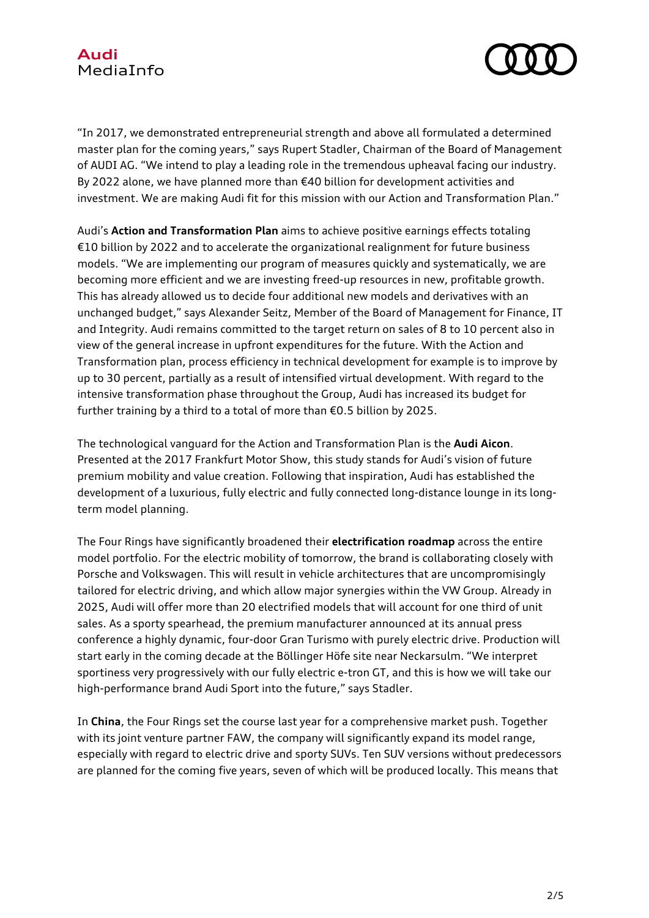"In 2017, we demonstrated entrepreneurial strength and above all formulated a determined master plan for the coming years," says Rupert Stadler, Chairman of the Board of Management of AUDI AG. "We intend to play a leading role in the tremendous upheaval facing our industry. By 2022 alone, we have planned more than €40 billion for development activities and investment. We are making Audi fit for this mission with our Action and Transformation Plan."

Audi's **Action and Transformation Plan** aims to achieve positive earnings effects totaling €10 billion by 2022 and to accelerate the organizational realignment for future business models. "We are implementing our program of measures quickly and systematically, we are becoming more efficient and we are investing freed-up resources in new, profitable growth. This has already allowed us to decide four additional new models and derivatives with an unchanged budget," says Alexander Seitz, Member of the Board of Management for Finance, IT and Integrity. Audi remains committed to the target return on sales of 8 to 10 percent also in view of the general increase in upfront expenditures for the future. With the Action and Transformation plan, process efficiency in technical development for example is to improve by up to 30 percent, partially as a result of intensified virtual development. With regard to the intensive transformation phase throughout the Group, Audi has increased its budget for further training by a third to a total of more than €0.5 billion by 2025.

The technological vanguard for the Action and Transformation Plan is the **Audi Aicon**. Presented at the 2017 Frankfurt Motor Show, this study stands for Audi's vision of future premium mobility and value creation. Following that inspiration, Audi has established the development of a luxurious, fully electric and fully connected long-distance lounge in its long-term model planning.

The Four Rings have significantly broadened their **electrification roadmap** across the entire model portfolio. For the electric mobility of tomorrow, the brand is collaborating closely with Porsche and Volkswagen. This will result in vehicle architectures that are uncompromisingly tailored for electric driving, and which allow major synergies within the VW Group. Already in 2025, Audi will offer more than 20 electrified models that will account for one third of unit sales. As a sporty spearhead, the premium manufacturer announced at its annual press conference a highly dynamic, four-door Gran Turismo with purely electric drive. Production will start early in the coming decade at the Böllinger Höfe site near Neckarsulm. "We interpret sportiness very progressively with our fully electric e-tron GT, and this is how we will take our high-performance brand Audi Sport into the future," says Stadler.

In **China**, the Four Rings set the course last year for a comprehensive market push. Together with its joint venture partner FAW, the company will significantly expand its model range, especially with regard to electric drive and sporty SUVs. Ten SUV versions without predecessors are planned for the coming five years, seven of which will be produced locally. This means that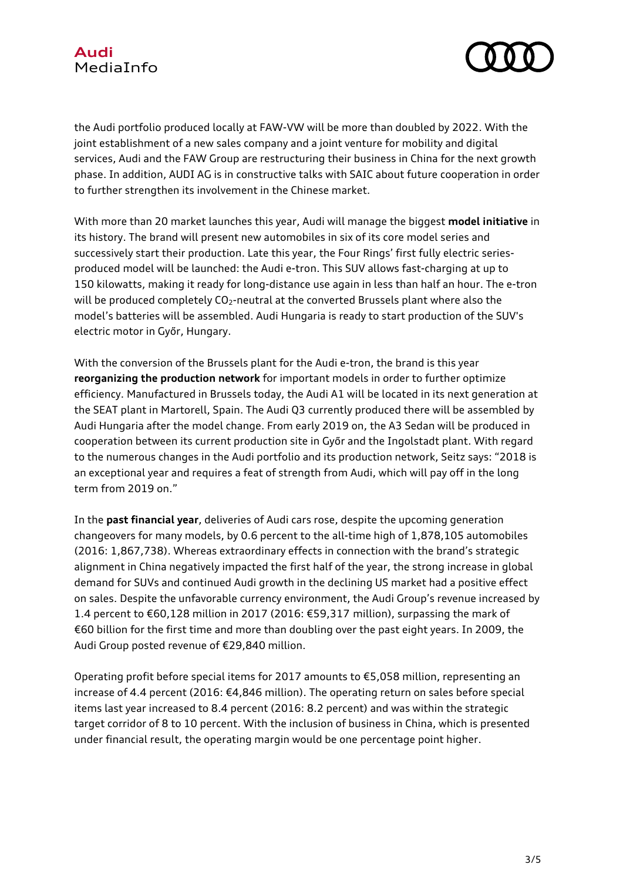the Audi portfolio produced locally at FAW-VW will be more than doubled by 2022. With the joint establishment of a new sales company and a joint venture for mobility and digital services, Audi and the FAW Group are restructuring their business in China for the next growth phase. In addition, AUDI AG is in constructive talks with SAIC about future cooperation in order to further strengthen its involvement in the Chinese market.

With more than 20 market launches this year, Audi will manage the biggest **model initiative** in its history. The brand will present new automobiles in six of its core model series and successively start their production. Late this year, the Four Rings' first fully electric series-produced model will be launched: the Audi e-tron. This SUV allows fast-charging at up to 150 kilowatts, making it ready for long-distance use again in less than half an hour. The e-tron will be produced completely $CO_2$-neutral at the converted Brussels plant where also the model's batteries will be assembled. Audi Hungaria is ready to start production of the SUV's electric motor in Győr, Hungary.

With the conversion of the Brussels plant for the Audi e-tron, the brand is this year **reorganizing the production network** for important models in order to further optimize efficiency. Manufactured in Brussels today, the Audi A1 will be located in its next generation at the SEAT plant in Martorell, Spain. The Audi Q3 currently produced there will be assembled by Audi Hungaria after the model change. From early 2019 on, the A3 Sedan will be produced in cooperation between its current production site in Győr and the Ingolstadt plant. With regard to the numerous changes in the Audi portfolio and its production network, Seitz says: "2018 is an exceptional year and requires a feat of strength from Audi, which will pay off in the long term from 2019 on."

In the **past financial year**, deliveries of Audi cars rose, despite the upcoming generation changeovers for many models, by 0.6 percent to the all-time high of 1,878,105 automobiles (2016: 1,867,738). Whereas extraordinary effects in connection with the brand's strategic alignment in China negatively impacted the first half of the year, the strong increase in global demand for SUVs and continued Audi growth in the declining US market had a positive effect on sales. Despite the unfavorable currency environment, the Audi Group's revenue increased by 1.4 percent to €60,128 million in 2017 (2016: €59,317 million), surpassing the mark of €60 billion for the first time and more than doubling over the past eight years. In 2009, the Audi Group posted revenue of €29,840 million.

Operating profit before special items for 2017 amounts to €5,058 million, representing an increase of 4.4 percent (2016: €4,846 million). The operating return on sales before special items last year increased to 8.4 percent (2016: 8.2 percent) and was within the strategic target corridor of 8 to 10 percent. With the inclusion of business in China, which is presented under financial result, the operating margin would be one percentage point higher.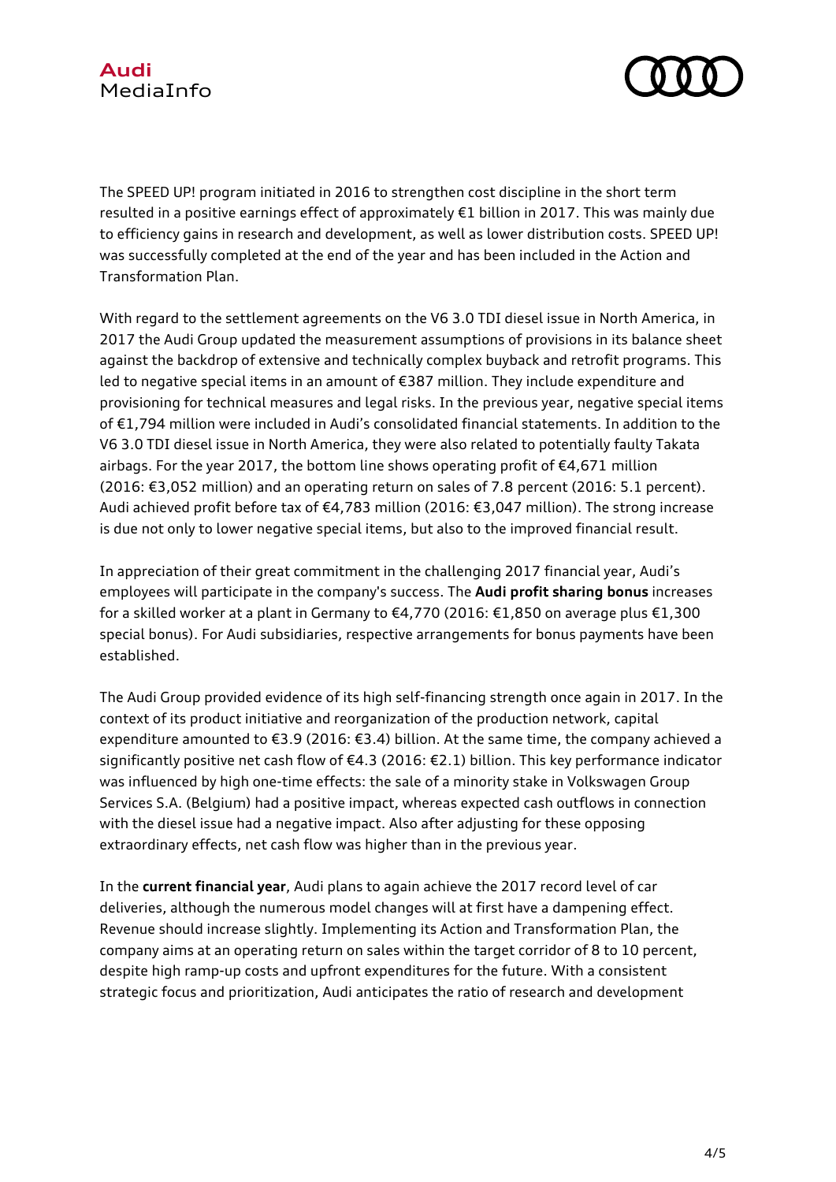The SPEED UP! program initiated in 2016 to strengthen cost discipline in the short term resulted in a positive earnings effect of approximately €1 billion in 2017. This was mainly due to efficiency gains in research and development, as well as lower distribution costs. SPEED UP! was successfully completed at the end of the year and has been included in the Action and Transformation Plan.

With regard to the settlement agreements on the V6 3.0 TDI diesel issue in North America, in 2017 the Audi Group updated the measurement assumptions of provisions in its balance sheet against the backdrop of extensive and technically complex buyback and retrofit programs. This led to negative special items in an amount of €387 million. They include expenditure and provisioning for technical measures and legal risks. In the previous year, negative special items of €1,794 million were included in Audi's consolidated financial statements. In addition to the V6 3.0 TDI diesel issue in North America, they were also related to potentially faulty Takata airbags. For the year 2017, the bottom line shows operating profit of €4,671 million (2016: €3,052 million) and an operating return on sales of 7.8 percent (2016: 5.1 percent). Audi achieved profit before tax of €4,783 million (2016: €3,047 million). The strong increase is due not only to lower negative special items, but also to the improved financial result.

In appreciation of their great commitment in the challenging 2017 financial year, Audi's employees will participate in the company's success. The **Audi profit sharing bonus** increases for a skilled worker at a plant in Germany to €4,770 (2016: €1,850 on average plus €1,300 special bonus). For Audi subsidiaries, respective arrangements for bonus payments have been established.

The Audi Group provided evidence of its high self-financing strength once again in 2017. In the context of its product initiative and reorganization of the production network, capital expenditure amounted to €3.9 (2016: €3.4) billion. At the same time, the company achieved a significantly positive net cash flow of €4.3 (2016: €2.1) billion. This key performance indicator was influenced by high one-time effects: the sale of a minority stake in Volkswagen Group Services S.A. (Belgium) had a positive impact, whereas expected cash outflows in connection with the diesel issue had a negative impact. Also after adjusting for these opposing extraordinary effects, net cash flow was higher than in the previous year.

In the **current financial year**, Audi plans to again achieve the 2017 record level of car deliveries, although the numerous model changes will at first have a dampening effect. Revenue should increase slightly. Implementing its Action and Transformation Plan, the company aims at an operating return on sales within the target corridor of 8 to 10 percent, despite high ramp-up costs and upfront expenditures for the future. With a consistent strategic focus and prioritization, Audi anticipates the ratio of research and development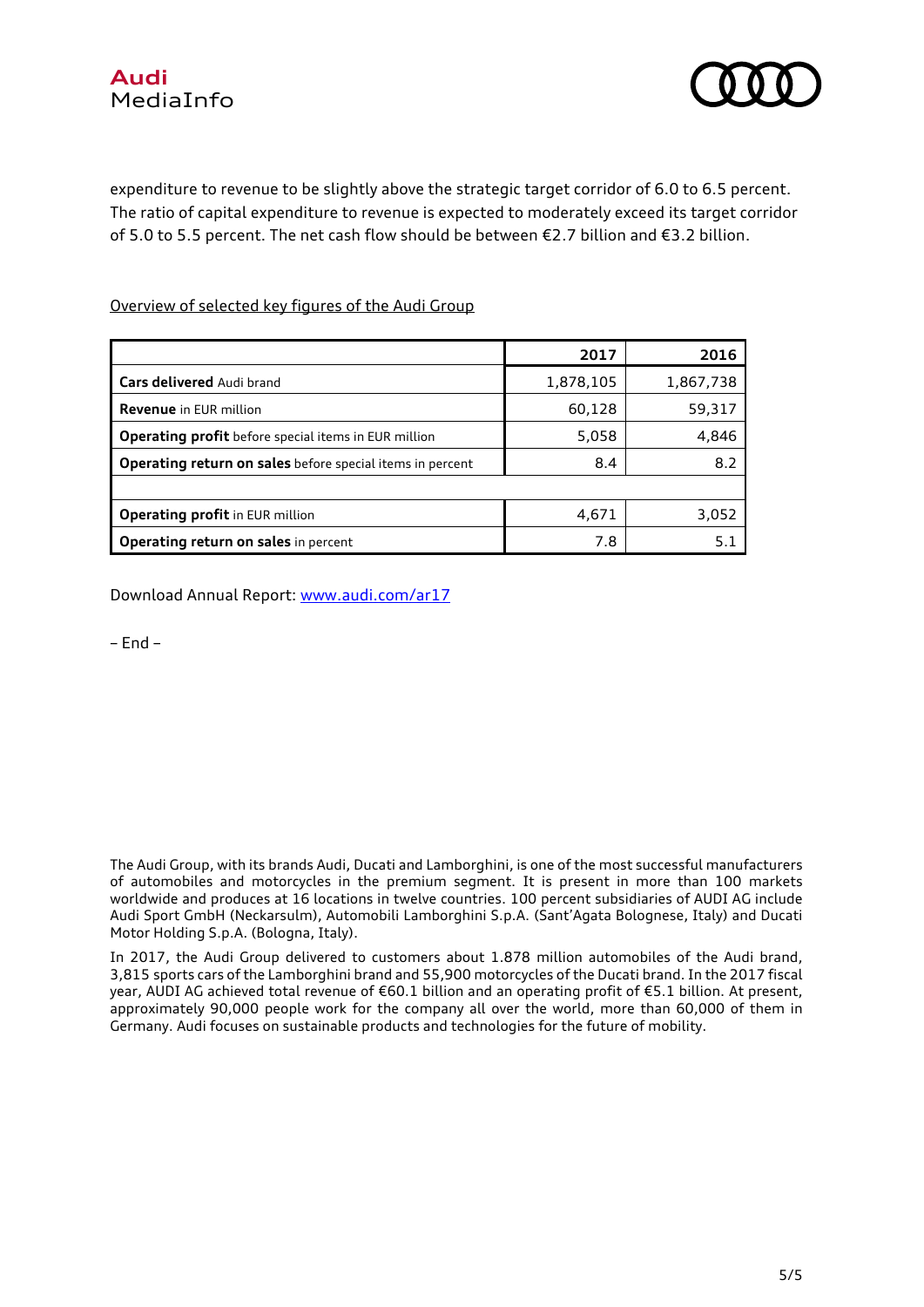expenditure to revenue to be slightly above the strategic target corridor of 6.0 to 6.5 percent. The ratio of capital expenditure to revenue is expected to moderately exceed its target corridor of 5.0 to 5.5 percent. The net cash flow should be between €2.7 billion and €3.2 billion.

Overview of selected key figures of the Audi Group

| | 2017 | 2016 |
|---|---:|---:|
| **Cars delivered** Audi brand | 1,878,105 | 1,867,738 |
| **Revenue** in EUR million | 60,128 | 59,317 |
| **Operating profit** before special items in EUR million | 5,058 | 4,846 |
| **Operating return on sales** before special items in percent | 8.4 | 8.2 |
| | | |
| **Operating profit** in EUR million | 4,671 | 3,052 |
| **Operating return on sales** in percent | 7.8 | 5.1 |

Download Annual Report: www.audi.com/ar17

– End –

The Audi Group, with its brands Audi, Ducati and Lamborghini, is one of the most successful manufacturers of automobiles and motorcycles in the premium segment. It is present in more than 100 markets worldwide and produces at 16 locations in twelve countries. 100 percent subsidiaries of AUDI AG include Audi Sport GmbH (Neckarsulm), Automobili Lamborghini S.p.A. (Sant'Agata Bolognese, Italy) and Ducati Motor Holding S.p.A. (Bologna, Italy).

In 2017, the Audi Group delivered to customers about 1.878 million automobiles of the Audi brand, 3,815 sports cars of the Lamborghini brand and 55,900 motorcycles of the Ducati brand. In the 2017 fiscal year, AUDI AG achieved total revenue of €60.1 billion and an operating profit of €5.1 billion. At present, approximately 90,000 people work for the company all over the world, more than 60,000 of them in Germany. Audi focuses on sustainable products and technologies for the future of mobility.